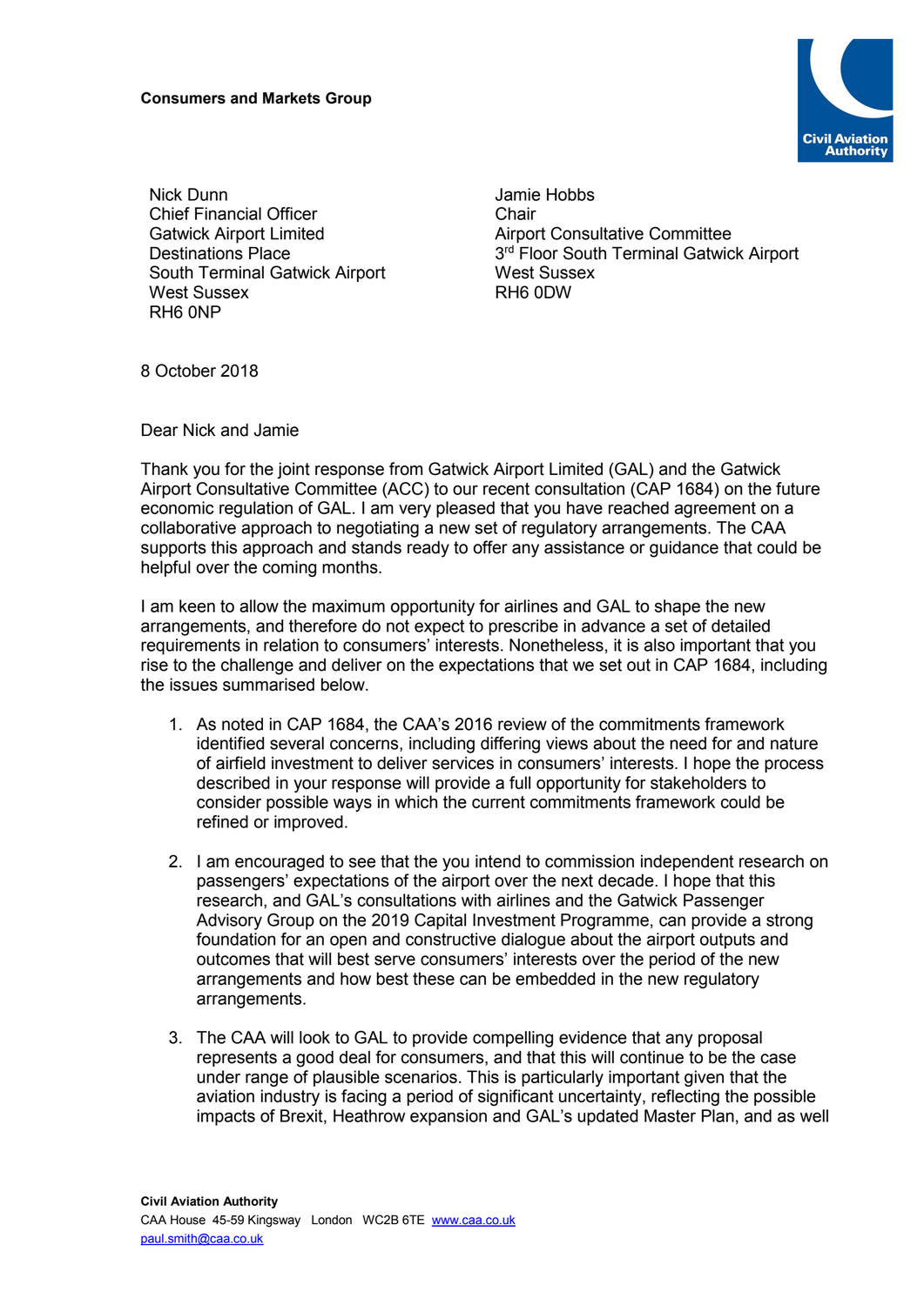**Consumers and Markets Group**

Civil Aviation Authority

Nick Dunn
Chief Financial Officer
Gatwick Airport Limited
Destinations Place
South Terminal Gatwick Airport
West Sussex
RH6 0NP

Jamie Hobbs
Chair
Airport Consultative Committee
3rd Floor South Terminal Gatwick Airport
West Sussex
RH6 0DW

8 October 2018

Dear Nick and Jamie

Thank you for the joint response from Gatwick Airport Limited (GAL) and the Gatwick Airport Consultative Committee (ACC) to our recent consultation (CAP 1684) on the future economic regulation of GAL. I am very pleased that you have reached agreement on a collaborative approach to negotiating a new set of regulatory arrangements. The CAA supports this approach and stands ready to offer any assistance or guidance that could be helpful over the coming months.

I am keen to allow the maximum opportunity for airlines and GAL to shape the new arrangements, and therefore do not expect to prescribe in advance a set of detailed requirements in relation to consumers' interests. Nonetheless, it is also important that you rise to the challenge and deliver on the expectations that we set out in CAP 1684, including the issues summarised below.

1. As noted in CAP 1684, the CAA's 2016 review of the commitments framework identified several concerns, including differing views about the need for and nature of airfield investment to deliver services in consumers' interests. I hope the process described in your response will provide a full opportunity for stakeholders to consider possible ways in which the current commitments framework could be refined or improved.

2. I am encouraged to see that the you intend to commission independent research on passengers' expectations of the airport over the next decade. I hope that this research, and GAL's consultations with airlines and the Gatwick Passenger Advisory Group on the 2019 Capital Investment Programme, can provide a strong foundation for an open and constructive dialogue about the airport outputs and outcomes that will best serve consumers' interests over the period of the new arrangements and how best these can be embedded in the new regulatory arrangements.

3. The CAA will look to GAL to provide compelling evidence that any proposal represents a good deal for consumers, and that this will continue to be the case under range of plausible scenarios. This is particularly important given that the aviation industry is facing a period of significant uncertainty, reflecting the possible impacts of Brexit, Heathrow expansion and GAL's updated Master Plan, and as well

**Civil Aviation Authority**
CAA House 45-59 Kingsway London WC2B 6TE www.caa.co.uk
paul.smith@caa.co.uk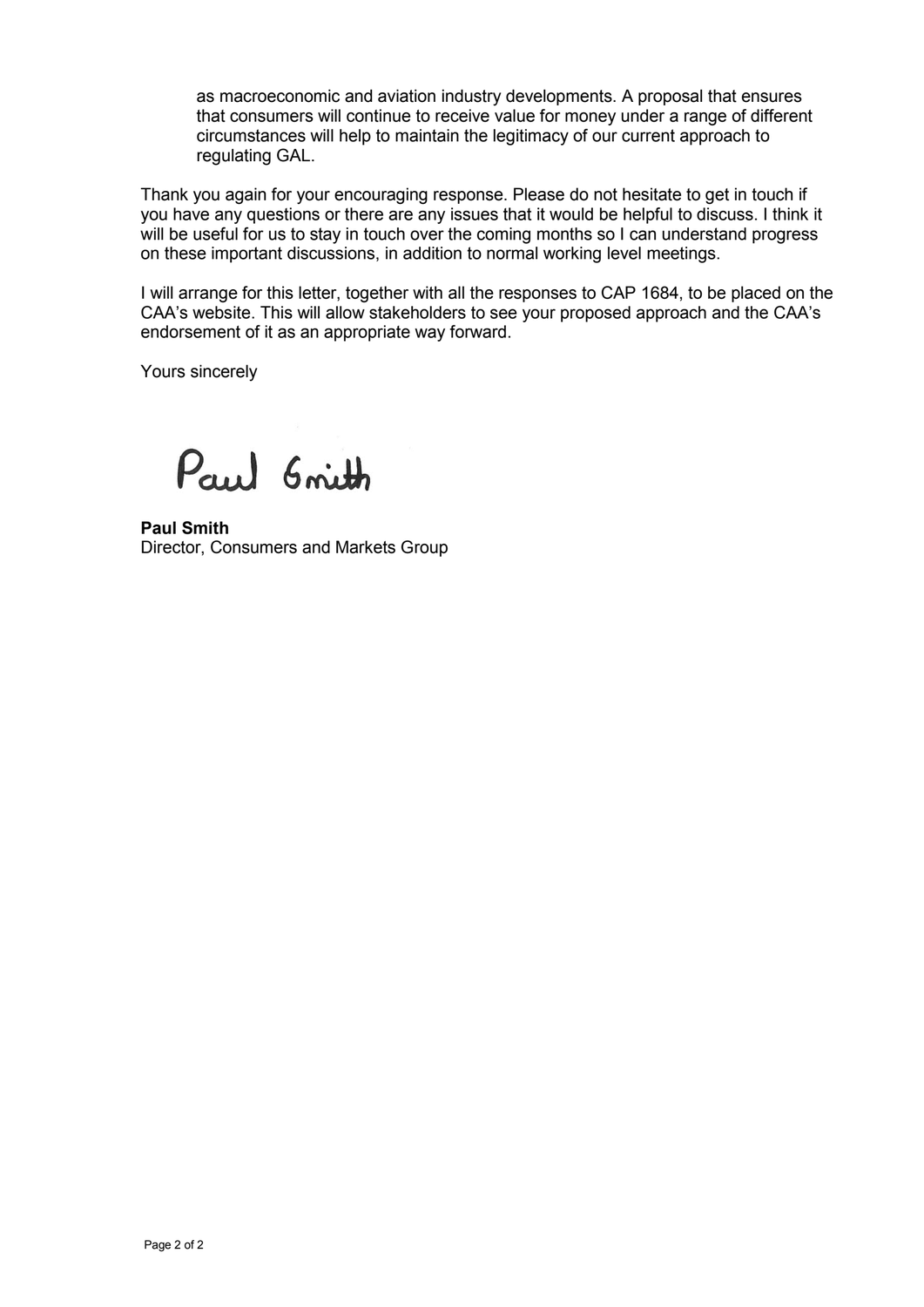as macroeconomic and aviation industry developments. A proposal that ensures that consumers will continue to receive value for money under a range of different circumstances will help to maintain the legitimacy of our current approach to regulating GAL.

Thank you again for your encouraging response. Please do not hesitate to get in touch if you have any questions or there are any issues that it would be helpful to discuss. I think it will be useful for us to stay in touch over the coming months so I can understand progress on these important discussions, in addition to normal working level meetings.

I will arrange for this letter, together with all the responses to CAP 1684, to be placed on the CAA's website. This will allow stakeholders to see your proposed approach and the CAA's endorsement of it as an appropriate way forward.

Yours sincerely

Paul Smith

**Paul Smith**
Director, Consumers and Markets Group